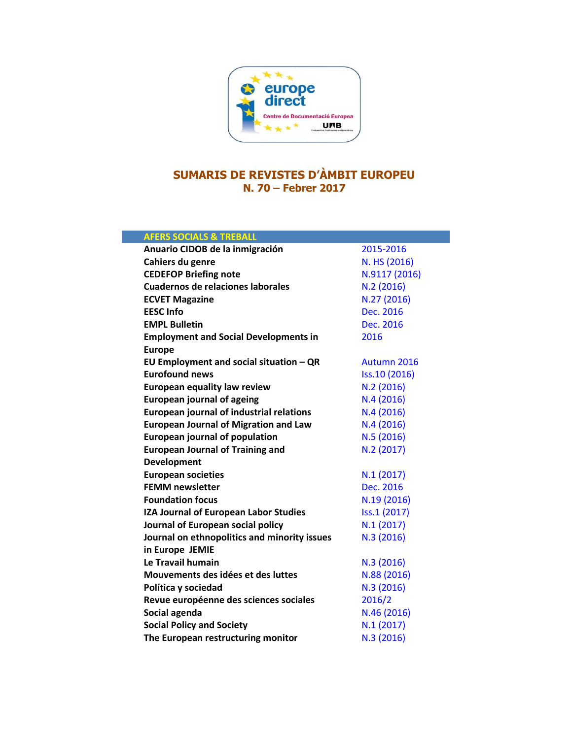# SUMARIS DE REVISTES D'ÀMBIT EUROPEU

## N. 70 – Febrer 2017

| AFERS SOCIALS & TREBALL | |
|---|---|
| **Anuario CIDOB de la inmigración** | 2015-2016 |
| **Cahiers du genre** | N. HS (2016) |
| **CEDEFOP Briefing note** | N.9117 (2016) |
| **Cuadernos de relaciones laborales** | N.2 (2016) |
| **ECVET Magazine** | N.27 (2016) |
| **EESC Info** | Dec. 2016 |
| **EMPL Bulletin** | Dec. 2016 |
| **Employment and Social Developments in Europe** | 2016 |
| **EU Employment and social situation – QR** | Autumn 2016 |
| **Eurofound news** | Iss.10 (2016) |
| **European equality law review** | N.2 (2016) |
| **European journal of ageing** | N.4 (2016) |
| **European journal of industrial relations** | N.4 (2016) |
| **European Journal of Migration and Law** | N.4 (2016) |
| **European journal of population** | N.5 (2016) |
| **European Journal of Training and Development** | N.2 (2017) |
| **European societies** | N.1 (2017) |
| **FEMM newsletter** | Dec. 2016 |
| **Foundation focus** | N.19 (2016) |
| **IZA Journal of European Labor Studies** | Iss.1 (2017) |
| **Journal of European social policy** | N.1 (2017) |
| **Journal on ethnopolitics and minority issues in Europe JEMIE** | N.3 (2016) |
| **Le Travail humain** | N.3 (2016) |
| **Mouvements des idées et des luttes** | N.88 (2016) |
| **Política y sociedad** | N.3 (2016) |
| **Revue européenne des sciences sociales** | 2016/2 |
| **Social agenda** | N.46 (2016) |
| **Social Policy and Society** | N.1 (2017) |
| **The European restructuring monitor** | N.3 (2016) |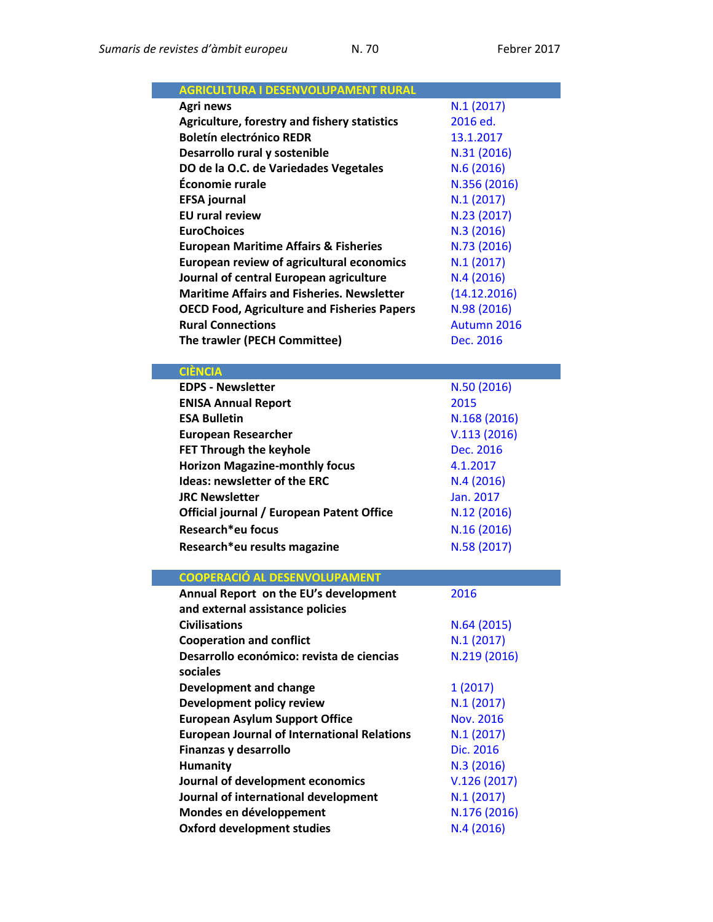| AGRICULTURA I DESENVOLUPAMENT RURAL | |
|---|---|
| **Agri news** | N.1 (2017) |
| **Agriculture, forestry and fishery statistics** | 2016 ed. |
| **Boletín electrónico REDR** | 13.1.2017 |
| **Desarrollo rural y sostenible** | N.31 (2016) |
| **DO de la O.C. de Variedades Vegetales** | N.6 (2016) |
| **Économie rurale** | N.356 (2016) |
| **EFSA journal** | N.1 (2017) |
| **EU rural review** | N.23 (2017) |
| **EuroChoices** | N.3 (2016) |
| **European Maritime Affairs & Fisheries** | N.73 (2016) |
| **European review of agricultural economics** | N.1 (2017) |
| **Journal of central European agriculture** | N.4 (2016) |
| **Maritime Affairs and Fisheries. Newsletter** | (14.12.2016) |
| **OECD Food, Agriculture and Fisheries Papers** | N.98 (2016) |
| **Rural Connections** | Autumn 2016 |
| **The trawler (PECH Committee)** | Dec. 2016 |

| CIÈNCIA | |
|---|---|
| **EDPS - Newsletter** | N.50 (2016) |
| **ENISA Annual Report** | 2015 |
| **ESA Bulletin** | N.168 (2016) |
| **European Researcher** | V.113 (2016) |
| **FET Through the keyhole** | Dec. 2016 |
| **Horizon Magazine-monthly focus** | 4.1.2017 |
| **Ideas: newsletter of the ERC** | N.4 (2016) |
| **JRC Newsletter** | Jan. 2017 |
| **Official journal / European Patent Office** | N.12 (2016) |
| **Research*eu focus** | N.16 (2016) |
| **Research*eu results magazine** | N.58 (2017) |

| COOPERACIÓ AL DESENVOLUPAMENT | |
|---|---|
| **Annual Report on the EU's development and external assistance policies** | 2016 |
| **Civilisations** | N.64 (2015) |
| **Cooperation and conflict** | N.1 (2017) |
| **Desarrollo económico: revista de ciencias sociales** | N.219 (2016) |
| **Development and change** | 1 (2017) |
| **Development policy review** | N.1 (2017) |
| **European Asylum Support Office** | Nov. 2016 |
| **European Journal of International Relations** | N.1 (2017) |
| **Finanzas y desarrollo** | Dic. 2016 |
| **Humanity** | N.3 (2016) |
| **Journal of development economics** | V.126 (2017) |
| **Journal of international development** | N.1 (2017) |
| **Mondes en développement** | N.176 (2016) |
| **Oxford development studies** | N.4 (2016) |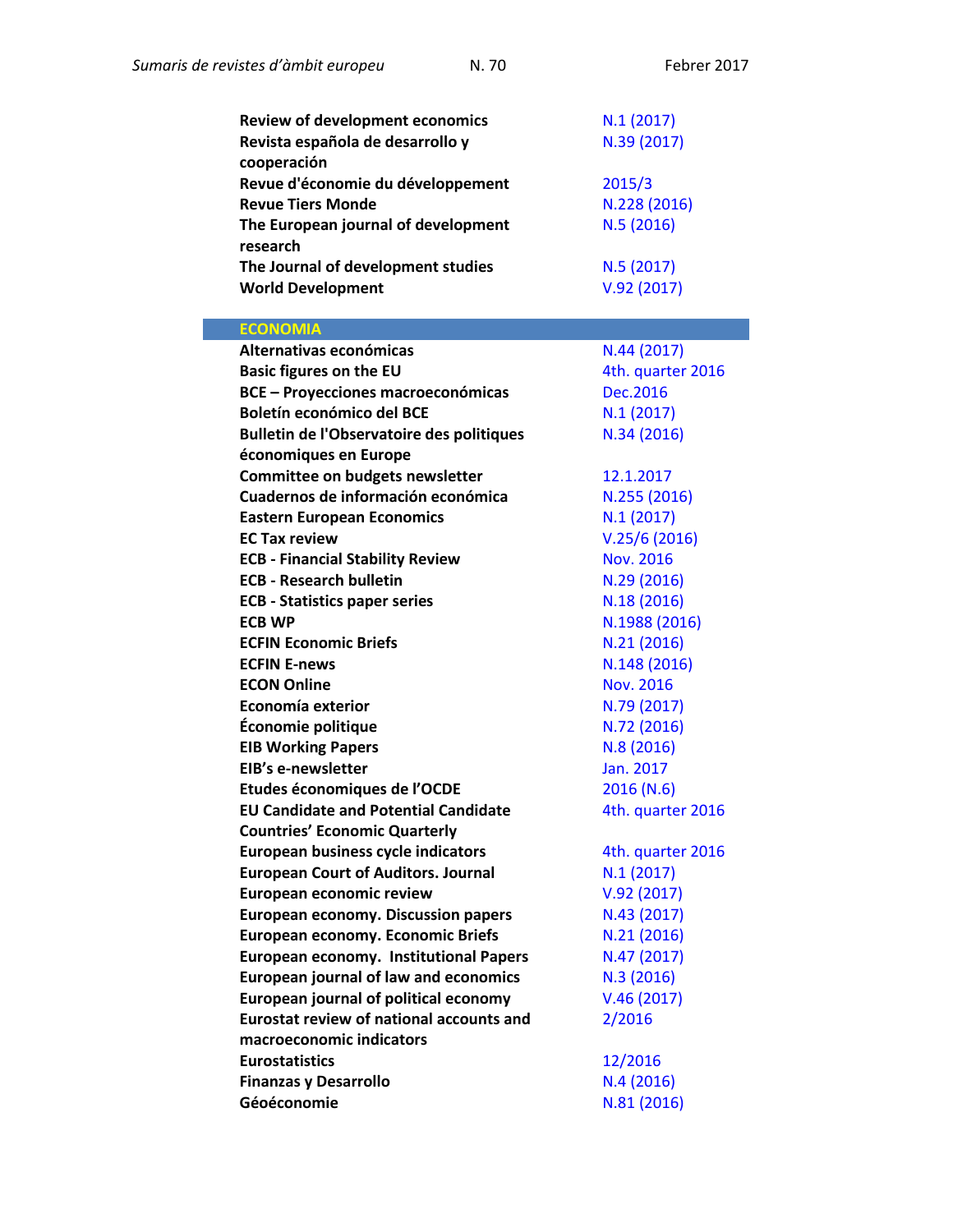| | |
|---|---|
| **Review of development economics** | N.1 (2017) |
| **Revista española de desarrollo y cooperación** | N.39 (2017) |
| **Revue d'économie du développement** | 2015/3 |
| **Revue Tiers Monde** | N.228 (2016) |
| **The European journal of development research** | N.5 (2016) |
| **The Journal of development studies** | N.5 (2017) |
| **World Development** | V.92 (2017) |

## ECONOMIA

| | |
|---|---|
| **Alternativas económicas** | N.44 (2017) |
| **Basic figures on the EU** | 4th. quarter 2016 |
| **BCE – Proyecciones macroeconómicas** | Dec.2016 |
| **Boletín económico del BCE** | N.1 (2017) |
| **Bulletin de l'Observatoire des politiques économiques en Europe** | N.34 (2016) |
| **Committee on budgets newsletter** | 12.1.2017 |
| **Cuadernos de información económica** | N.255 (2016) |
| **Eastern European Economics** | N.1 (2017) |
| **EC Tax review** | V.25/6 (2016) |
| **ECB - Financial Stability Review** | Nov. 2016 |
| **ECB - Research bulletin** | N.29 (2016) |
| **ECB - Statistics paper series** | N.18 (2016) |
| **ECB WP** | N.1988 (2016) |
| **ECFIN Economic Briefs** | N.21 (2016) |
| **ECFIN E-news** | N.148 (2016) |
| **ECON Online** | Nov. 2016 |
| **Economía exterior** | N.79 (2017) |
| **Économie politique** | N.72 (2016) |
| **EIB Working Papers** | N.8 (2016) |
| **EIB's e-newsletter** | Jan. 2017 |
| **Etudes économiques de l'OCDE** | 2016 (N.6) |
| **EU Candidate and Potential Candidate Countries' Economic Quarterly** | 4th. quarter 2016 |
| **European business cycle indicators** | 4th. quarter 2016 |
| **European Court of Auditors. Journal** | N.1 (2017) |
| **European economic review** | V.92 (2017) |
| **European economy. Discussion papers** | N.43 (2017) |
| **European economy. Economic Briefs** | N.21 (2016) |
| **European economy. Institutional Papers** | N.47 (2017) |
| **European journal of law and economics** | N.3 (2016) |
| **European journal of political economy** | V.46 (2017) |
| **Eurostat review of national accounts and macroeconomic indicators** | 2/2016 |
| **Eurostatistics** | 12/2016 |
| **Finanzas y Desarrollo** | N.4 (2016) |
| **Géoéconomie** | N.81 (2016) |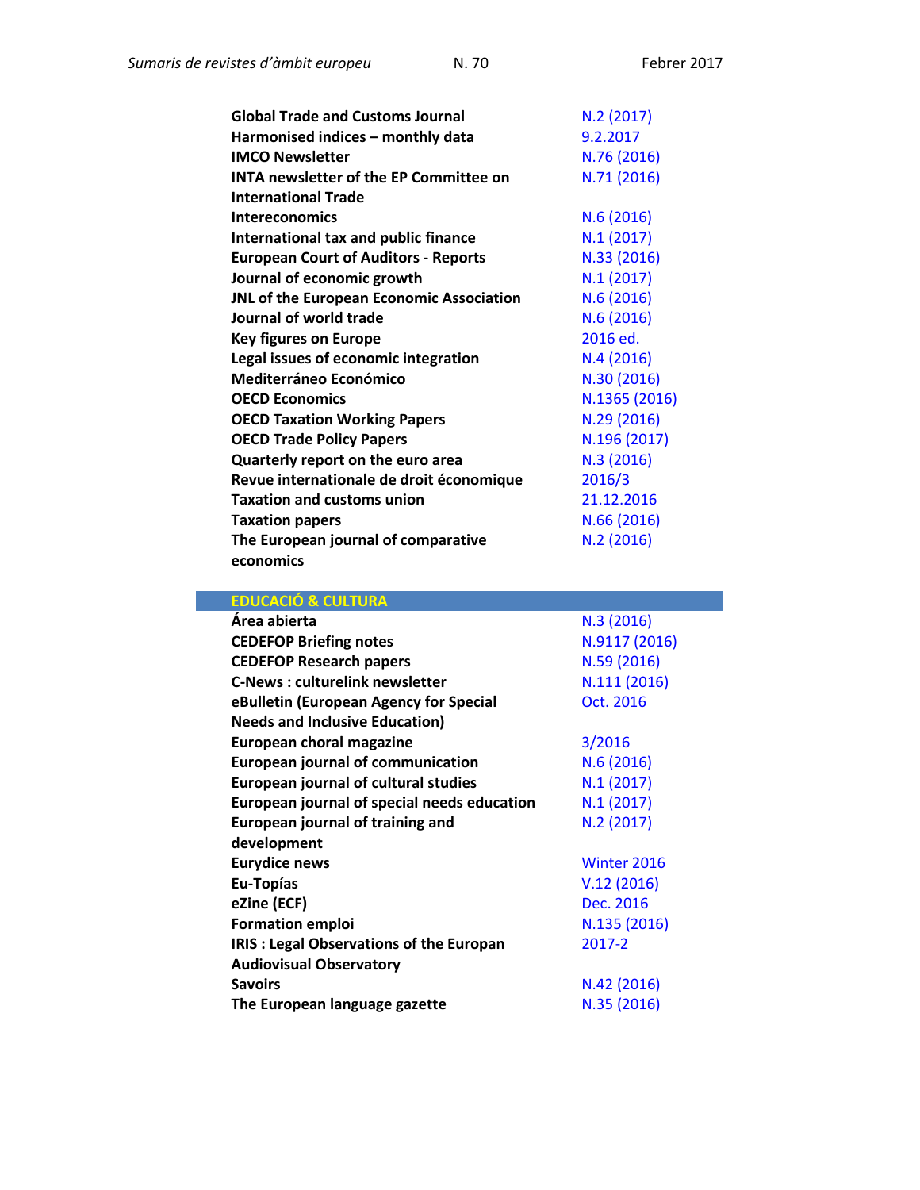| | |
|---|---|
| **Global Trade and Customs Journal** | N.2 (2017) |
| **Harmonised indices – monthly data** | 9.2.2017 |
| **IMCO Newsletter** | N.76 (2016) |
| **INTA newsletter of the EP Committee on International Trade** | N.71 (2016) |
| **Intereconomics** | N.6 (2016) |
| **International tax and public finance** | N.1 (2017) |
| **European Court of Auditors - Reports** | N.33 (2016) |
| **Journal of economic growth** | N.1 (2017) |
| **JNL of the European Economic Association** | N.6 (2016) |
| **Journal of world trade** | N.6 (2016) |
| **Key figures on Europe** | 2016 ed. |
| **Legal issues of economic integration** | N.4 (2016) |
| **Mediterráneo Económico** | N.30 (2016) |
| **OECD Economics** | N.1365 (2016) |
| **OECD Taxation Working Papers** | N.29 (2016) |
| **OECD Trade Policy Papers** | N.196 (2017) |
| **Quarterly report on the euro area** | N.3 (2016) |
| **Revue internationale de droit économique** | 2016/3 |
| **Taxation and customs union** | 21.12.2016 |
| **Taxation papers** | N.66 (2016) |
| **The European journal of comparative economics** | N.2 (2016) |

## EDUCACIÓ & CULTURA

| | |
|---|---|
| **Área abierta** | N.3 (2016) |
| **CEDEFOP Briefing notes** | N.9117 (2016) |
| **CEDEFOP Research papers** | N.59 (2016) |
| **C-News : culturelink newsletter** | N.111 (2016) |
| **eBulletin (European Agency for Special Needs and Inclusive Education)** | Oct. 2016 |
| **European choral magazine** | 3/2016 |
| **European journal of communication** | N.6 (2016) |
| **European journal of cultural studies** | N.1 (2017) |
| **European journal of special needs education** | N.1 (2017) |
| **European journal of training and development** | N.2 (2017) |
| **Eurydice news** | Winter 2016 |
| **Eu-Topías** | V.12 (2016) |
| **eZine (ECF)** | Dec. 2016 |
| **Formation emploi** | N.135 (2016) |
| **IRIS : Legal Observations of the Europan Audiovisual Observatory** | 2017-2 |
| **Savoirs** | N.42 (2016) |
| **The European language gazette** | N.35 (2016) |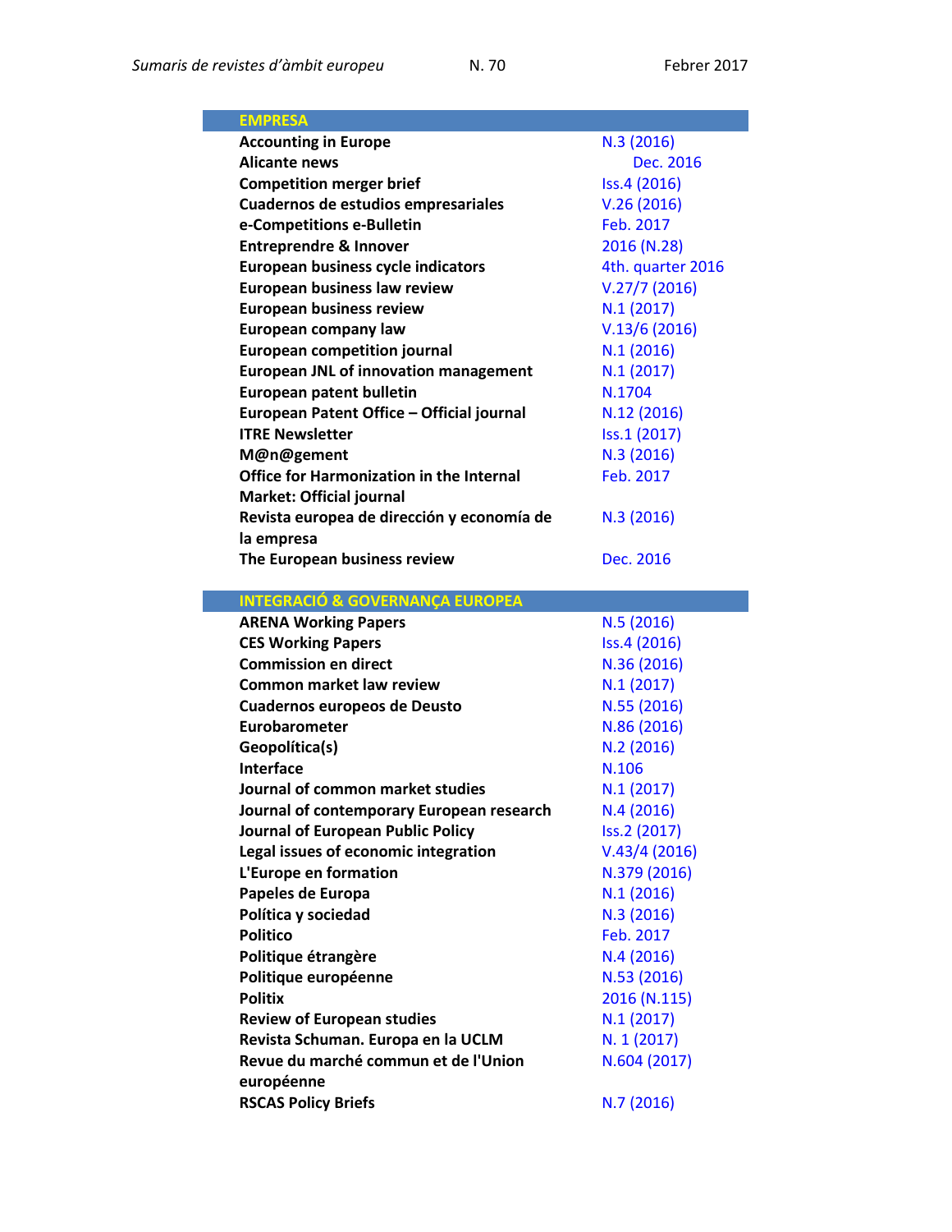| EMPRESA | |
|---|---|
| **Accounting in Europe** | N.3 (2016) |
| **Alicante news** | Dec. 2016 |
| **Competition merger brief** | Iss.4 (2016) |
| **Cuadernos de estudios empresariales** | V.26 (2016) |
| **e-Competitions e-Bulletin** | Feb. 2017 |
| **Entreprendre & Innover** | 2016 (N.28) |
| **European business cycle indicators** | 4th. quarter 2016 |
| **European business law review** | V.27/7 (2016) |
| **European business review** | N.1 (2017) |
| **European company law** | V.13/6 (2016) |
| **European competition journal** | N.1 (2016) |
| **European JNL of innovation management** | N.1 (2017) |
| **European patent bulletin** | N.1704 |
| **European Patent Office – Official journal** | N.12 (2016) |
| **ITRE Newsletter** | Iss.1 (2017) |
| **M@n@gement** | N.3 (2016) |
| **Office for Harmonization in the Internal Market: Official journal** | Feb. 2017 |
| **Revista europea de dirección y economía de la empresa** | N.3 (2016) |
| **The European business review** | Dec. 2016 |

| INTEGRACIÓ & GOVERNANÇA EUROPEA | |
|---|---|
| **ARENA Working Papers** | N.5 (2016) |
| **CES Working Papers** | Iss.4 (2016) |
| **Commission en direct** | N.36 (2016) |
| **Common market law review** | N.1 (2017) |
| **Cuadernos europeos de Deusto** | N.55 (2016) |
| **Eurobarometer** | N.86 (2016) |
| **Geopolítica(s)** | N.2 (2016) |
| **Interface** | N.106 |
| **Journal of common market studies** | N.1 (2017) |
| **Journal of contemporary European research** | N.4 (2016) |
| **Journal of European Public Policy** | Iss.2 (2017) |
| **Legal issues of economic integration** | V.43/4 (2016) |
| **L'Europe en formation** | N.379 (2016) |
| **Papeles de Europa** | N.1 (2016) |
| **Política y sociedad** | N.3 (2016) |
| **Politico** | Feb. 2017 |
| **Politique étrangère** | N.4 (2016) |
| **Politique européenne** | N.53 (2016) |
| **Politix** | 2016 (N.115) |
| **Review of European studies** | N.1 (2017) |
| **Revista Schuman. Europa en la UCLM** | N. 1 (2017) |
| **Revue du marché commun et de l'Union européenne** | N.604 (2017) |
| **RSCAS Policy Briefs** | N.7 (2016) |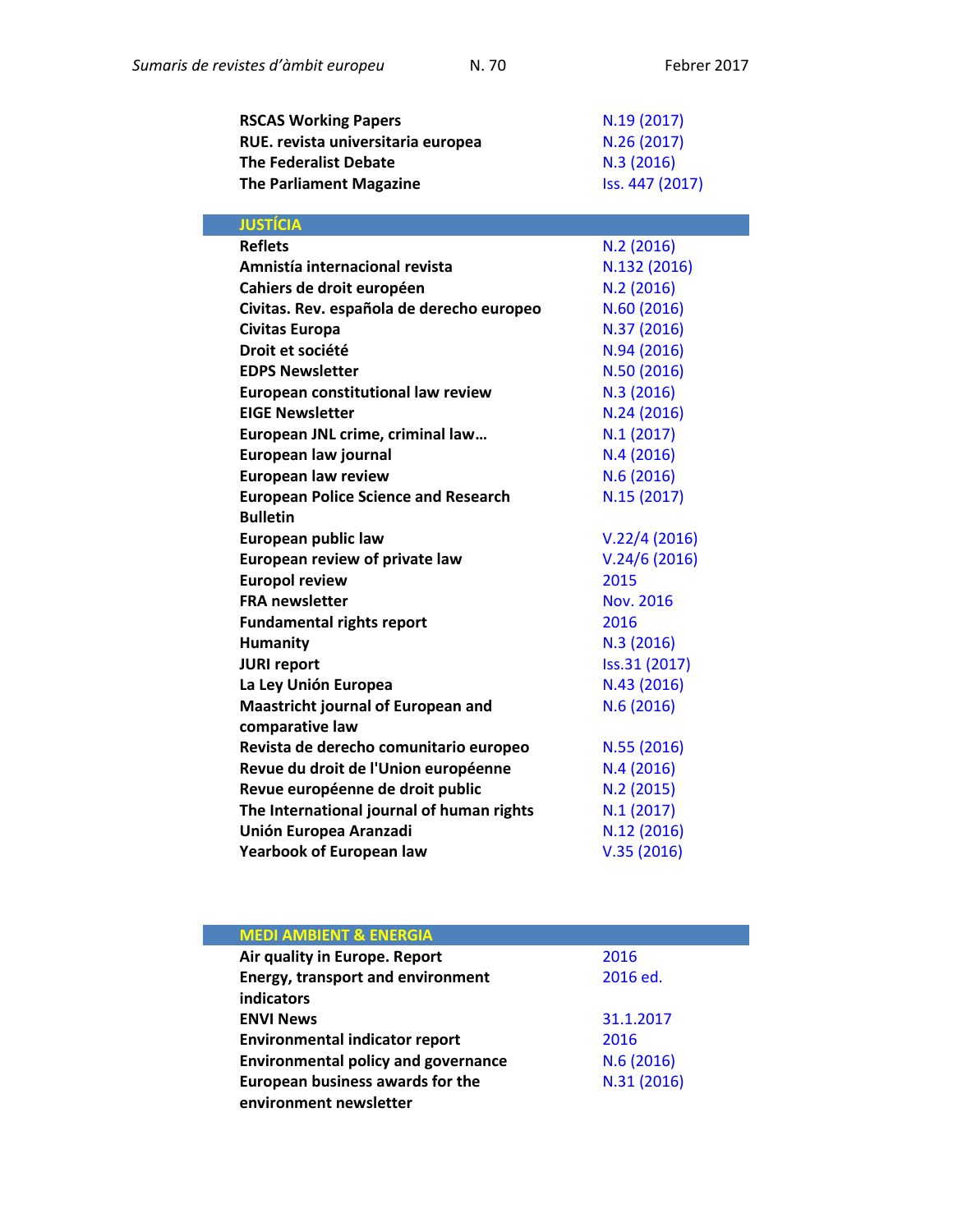| | |
|---|---|
| **RSCAS Working Papers** | N.19 (2017) |
| **RUE. revista universitaria europea** | N.26 (2017) |
| **The Federalist Debate** | N.3 (2016) |
| **The Parliament Magazine** | Iss. 447 (2017) |

## JUSTÍCIA

| | |
|---|---|
| **Reflets** | N.2 (2016) |
| **Amnistía internacional revista** | N.132 (2016) |
| **Cahiers de droit européen** | N.2 (2016) |
| **Civitas. Rev. española de derecho europeo** | N.60 (2016) |
| **Civitas Europa** | N.37 (2016) |
| **Droit et société** | N.94 (2016) |
| **EDPS Newsletter** | N.50 (2016) |
| **European constitutional law review** | N.3 (2016) |
| **EIGE Newsletter** | N.24 (2016) |
| **European JNL crime, criminal law…** | N.1 (2017) |
| **European law journal** | N.4 (2016) |
| **European law review** | N.6 (2016) |
| **European Police Science and Research Bulletin** | N.15 (2017) |
| **European public law** | V.22/4 (2016) |
| **European review of private law** | V.24/6 (2016) |
| **Europol review** | 2015 |
| **FRA newsletter** | Nov. 2016 |
| **Fundamental rights report** | 2016 |
| **Humanity** | N.3 (2016) |
| **JURI report** | Iss.31 (2017) |
| **La Ley Unión Europea** | N.43 (2016) |
| **Maastricht journal of European and comparative law** | N.6 (2016) |
| **Revista de derecho comunitario europeo** | N.55 (2016) |
| **Revue du droit de l'Union européenne** | N.4 (2016) |
| **Revue européenne de droit public** | N.2 (2015) |
| **The International journal of human rights** | N.1 (2017) |
| **Unión Europea Aranzadi** | N.12 (2016) |
| **Yearbook of European law** | V.35 (2016) |

## MEDI AMBIENT & ENERGIA

| | |
|---|---|
| **Air quality in Europe. Report** | 2016 |
| **Energy, transport and environment indicators** | 2016 ed. |
| **ENVI News** | 31.1.2017 |
| **Environmental indicator report** | 2016 |
| **Environmental policy and governance** | N.6 (2016) |
| **European business awards for the environment newsletter** | N.31 (2016) |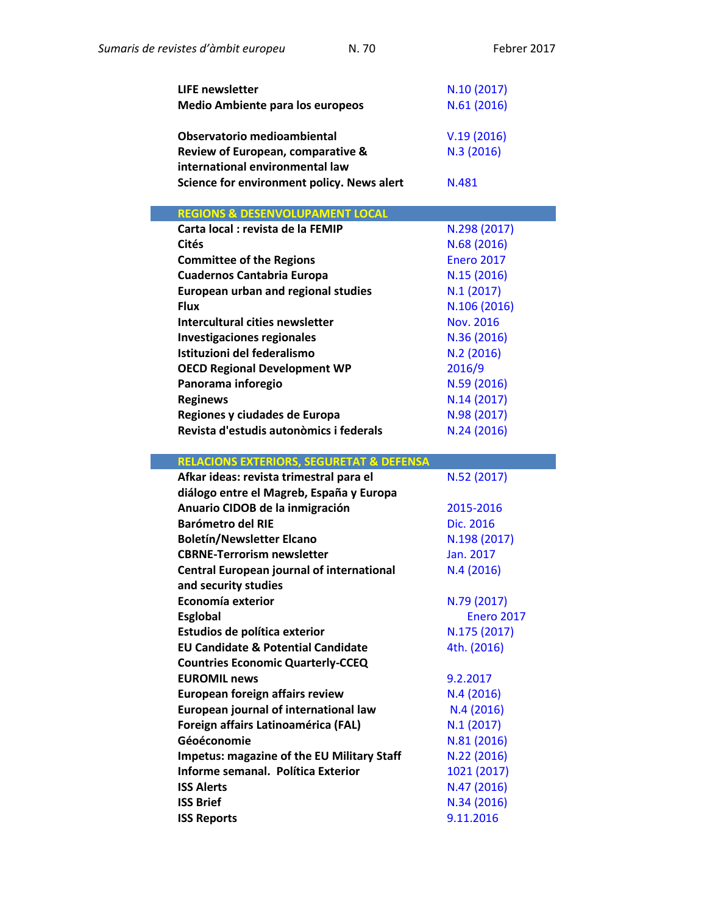| | |
|---|---|
| **LIFE newsletter** | N.10 (2017) |
| **Medio Ambiente para los europeos** | N.61 (2016) |
| **Observatorio medioambiental** | V.19 (2016) |
| **Review of European, comparative & international environmental law** | N.3 (2016) |
| **Science for environment policy. News alert** | N.481 |

| REGIONS & DESENVOLUPAMENT LOCAL | |
|---|---|
| **Carta local : revista de la FEMIP** | N.298 (2017) |
| **Cités** | N.68 (2016) |
| **Committee of the Regions** | Enero 2017 |
| **Cuadernos Cantabria Europa** | N.15 (2016) |
| **European urban and regional studies** | N.1 (2017) |
| **Flux** | N.106 (2016) |
| **Intercultural cities newsletter** | Nov. 2016 |
| **Investigaciones regionales** | N.36 (2016) |
| **Istituzioni del federalismo** | N.2 (2016) |
| **OECD Regional Development WP** | 2016/9 |
| **Panorama inforegio** | N.59 (2016) |
| **Reginews** | N.14 (2017) |
| **Regiones y ciudades de Europa** | N.98 (2017) |
| **Revista d'estudis autonòmics i federals** | N.24 (2016) |

| RELACIONS EXTERIORS, SEGURETAT & DEFENSA | |
|---|---|
| **Afkar ideas: revista trimestral para el diálogo entre el Magreb, España y Europa** | N.52 (2017) |
| **Anuario CIDOB de la inmigración** | 2015-2016 |
| **Barómetro del RIE** | Dic. 2016 |
| **Boletín/Newsletter Elcano** | N.198 (2017) |
| **CBRNE-Terrorism newsletter** | Jan. 2017 |
| **Central European journal of international and security studies** | N.4 (2016) |
| **Economía exterior** | N.79 (2017) |
| **Esglobal** | Enero 2017 |
| **Estudios de política exterior** | N.175 (2017) |
| **EU Candidate & Potential Candidate Countries Economic Quarterly-CCEQ** | 4th. (2016) |
| **EUROMIL news** | 9.2.2017 |
| **European foreign affairs review** | N.4 (2016) |
| **European journal of international law** | N.4 (2016) |
| **Foreign affairs Latinoamérica (FAL)** | N.1 (2017) |
| **Géoéconomie** | N.81 (2016) |
| **Impetus: magazine of the EU Military Staff** | N.22 (2016) |
| **Informe semanal. Política Exterior** | 1021 (2017) |
| **ISS Alerts** | N.47 (2016) |
| **ISS Brief** | N.34 (2016) |
| **ISS Reports** | 9.11.2016 |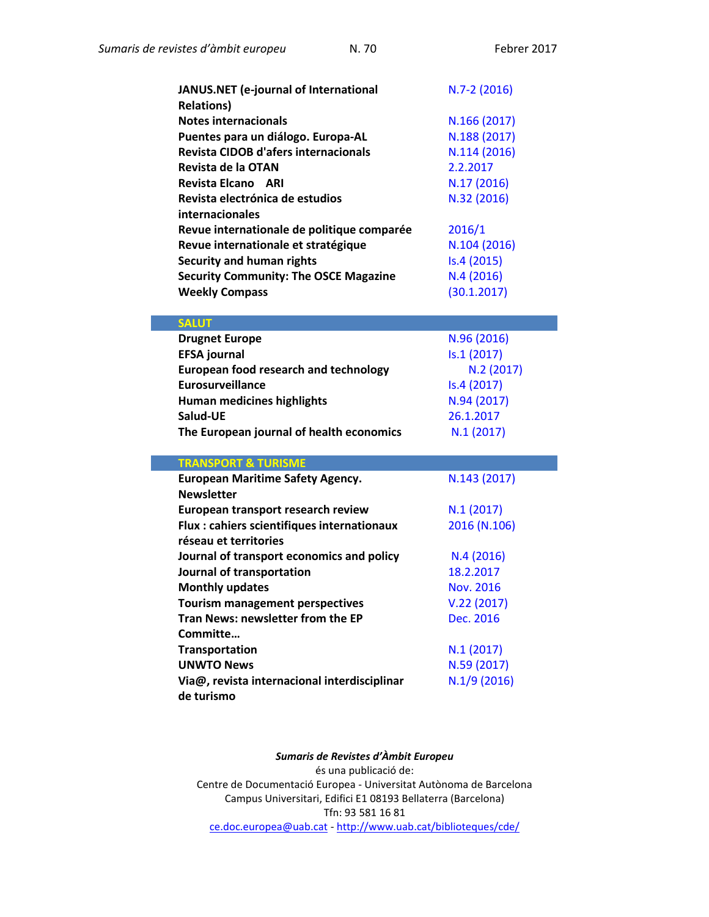| | |
|---|---|
| **JANUS.NET (e-journal of International Relations)** | N.7-2 (2016) |
| **Notes internacionals** | N.166 (2017) |
| **Puentes para un diálogo. Europa-AL** | N.188 (2017) |
| **Revista CIDOB d'afers internacionals** | N.114 (2016) |
| **Revista de la OTAN** | 2.2.2017 |
| **Revista Elcano ARI** | N.17 (2016) |
| **Revista electrónica de estudios internacionales** | N.32 (2016) |
| **Revue internationale de politique comparée** | 2016/1 |
| **Revue internationale et stratégique** | N.104 (2016) |
| **Security and human rights** | Is.4 (2015) |
| **Security Community: The OSCE Magazine** | N.4 (2016) |
| **Weekly Compass** | (30.1.2017) |

## SALUT

| | |
|---|---|
| **Drugnet Europe** | N.96 (2016) |
| **EFSA journal** | Is.1 (2017) |
| **European food research and technology** | N.2 (2017) |
| **Eurosurveillance** | Is.4 (2017) |
| **Human medicines highlights** | N.94 (2017) |
| **Salud-UE** | 26.1.2017 |
| **The European journal of health economics** | N.1 (2017) |

## TRANSPORT & TURISME

| | |
|---|---|
| **European Maritime Safety Agency. Newsletter** | N.143 (2017) |
| **European transport research review** | N.1 (2017) |
| **Flux : cahiers scientifiques internationaux réseau et territoires** | 2016 (N.106) |
| **Journal of transport economics and policy** | N.4 (2016) |
| **Journal of transportation** | 18.2.2017 |
| **Monthly updates** | Nov. 2016 |
| **Tourism management perspectives** | V.22 (2017) |
| **Tran News: newsletter from the EP Committe…** | Dec. 2016 |
| **Transportation** | N.1 (2017) |
| **UNWTO News** | N.59 (2017) |
| **Via@, revista internacional interdisciplinar de turismo** | N.1/9 (2016) |

***Sumaris de Revistes d'Àmbit Europeu***
és una publicació de:
Centre de Documentació Europea - Universitat Autònoma de Barcelona
Campus Universitari, Edifici E1 08193 Bellaterra (Barcelona)
Tfn: 93 581 16 81
ce.doc.europea@uab.cat - http://www.uab.cat/biblioteques/cde/